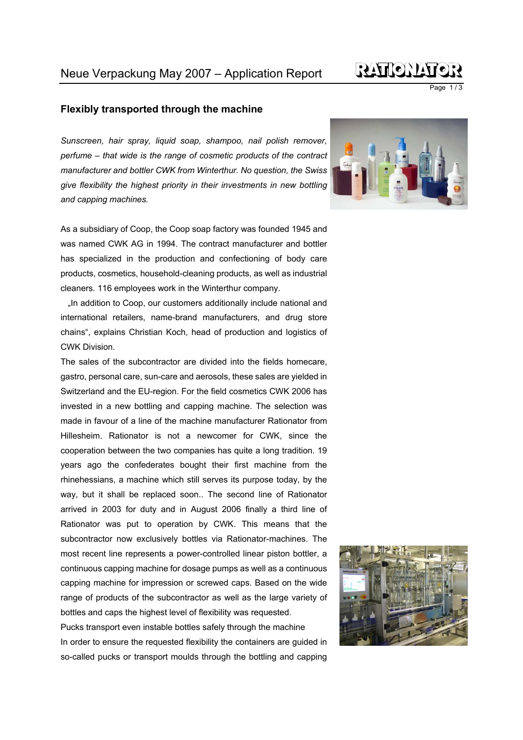## Flexibly transported through the machine

*Sunscreen, hair spray, liquid soap, shampoo, nail polish remover, perfume – that wide is the range of cosmetic products of the contract manufacturer and bottler CWK from Winterthur. No question, the Swiss give flexibility the highest priority in their investments in new bottling and capping machines.*

As a subsidiary of Coop, the Coop soap factory was founded 1945 and was named CWK AG in 1994. The contract manufacturer and bottler has specialized in the production and confectioning of body care products, cosmetics, household-cleaning products, as well as industrial cleaners. 116 employees work in the Winterthur company.

„In addition to Coop, our customers additionally include national and international retailers, name-brand manufacturers, and drug store chains", explains Christian Koch, head of production and logistics of CWK Division.

The sales of the subcontractor are divided into the fields homecare, gastro, personal care, sun-care and aerosols, these sales are yielded in Switzerland and the EU-region. For the field cosmetics CWK 2006 has invested in a new bottling and capping machine. The selection was made in favour of a line of the machine manufacturer Rationator from Hillesheim. Rationator is not a newcomer for CWK, since the cooperation between the two companies has quite a long tradition. 19 years ago the confederates bought their first machine from the rhinehessians, a machine which still serves its purpose today, by the way, but it shall be replaced soon.. The second line of Rationator arrived in 2003 for duty and in August 2006 finally a third line of Rationator was put to operation by CWK. This means that the subcontractor now exclusively bottles via Rationator-machines. The most recent line represents a power-controlled linear piston bottler, a continuous capping machine for dosage pumps as well as a continuous capping machine for impression or screwed caps. Based on the wide range of products of the subcontractor as well as the large variety of bottles and caps the highest level of flexibility was requested.

Pucks transport even instable bottles safely through the machine

In order to ensure the requested flexibility the containers are guided in so-called pucks or transport moulds through the bottling and capping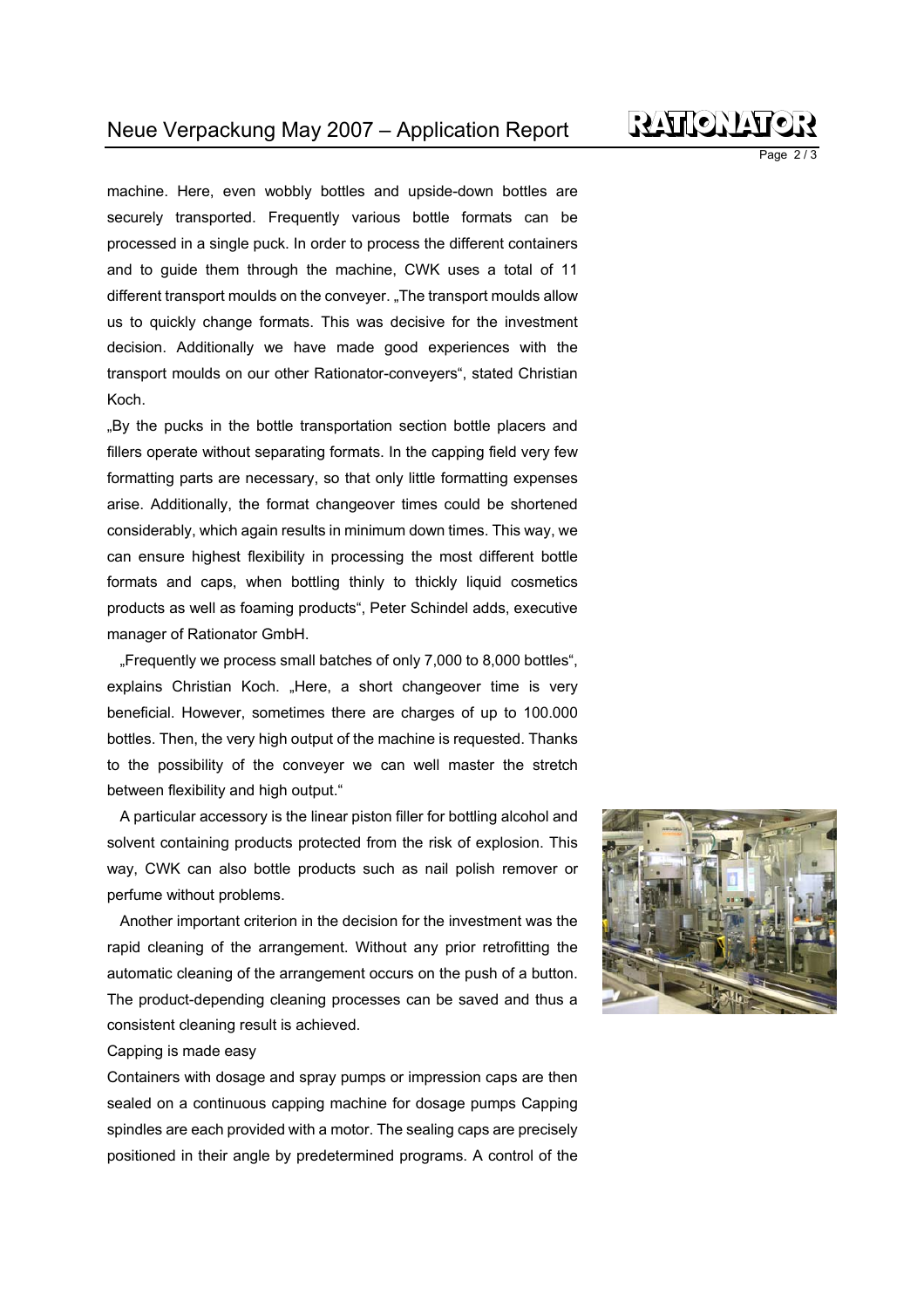machine. Here, even wobbly bottles and upside-down bottles are securely transported. Frequently various bottle formats can be processed in a single puck. In order to process the different containers and to guide them through the machine, CWK uses a total of 11 different transport moulds on the conveyer. „The transport moulds allow us to quickly change formats. This was decisive for the investment decision. Additionally we have made good experiences with the transport moulds on our other Rationator-conveyers“, stated Christian Koch.

„By the pucks in the bottle transportation section bottle placers and fillers operate without separating formats. In the capping field very few formatting parts are necessary, so that only little formatting expenses arise. Additionally, the format changeover times could be shortened considerably, which again results in minimum down times. This way, we can ensure highest flexibility in processing the most different bottle formats and caps, when bottling thinly to thickly liquid cosmetics products as well as foaming products“, Peter Schindel adds, executive manager of Rationator GmbH.

„Frequently we process small batches of only 7,000 to 8,000 bottles“, explains Christian Koch. „Here, a short changeover time is very beneficial. However, sometimes there are charges of up to 100.000 bottles. Then, the very high output of the machine is requested. Thanks to the possibility of the conveyer we can well master the stretch between flexibility and high output.“

A particular accessory is the linear piston filler for bottling alcohol and solvent containing products protected from the risk of explosion. This way, CWK can also bottle products such as nail polish remover or perfume without problems.

Another important criterion in the decision for the investment was the rapid cleaning of the arrangement. Without any prior retrofitting the automatic cleaning of the arrangement occurs on the push of a button. The product-depending cleaning processes can be saved and thus a consistent cleaning result is achieved.

Capping is made easy

Containers with dosage and spray pumps or impression caps are then sealed on a continuous capping machine for dosage pumps Capping spindles are each provided with a motor. The sealing caps are precisely positioned in their angle by predetermined programs. A control of the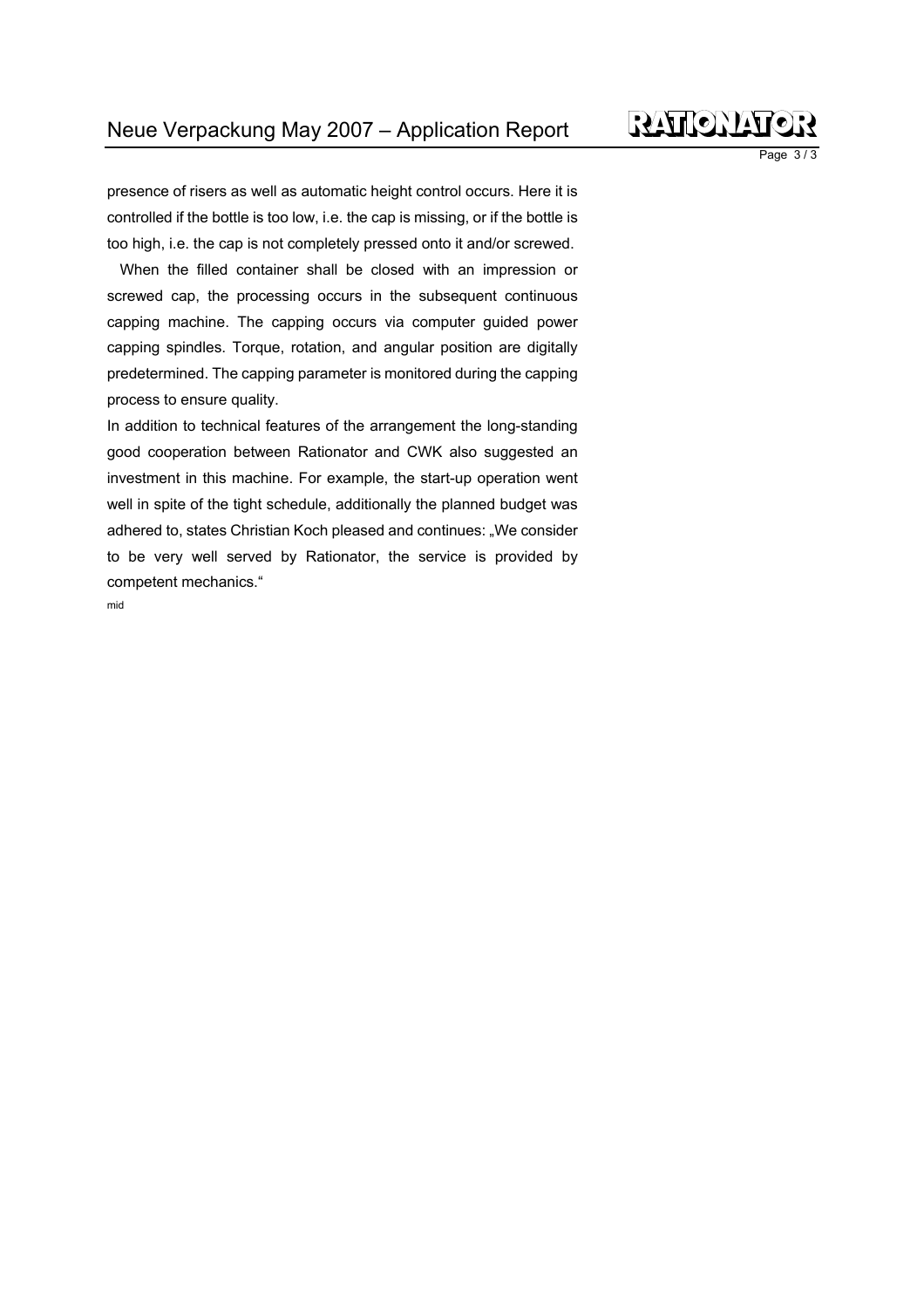presence of risers as well as automatic height control occurs. Here it is controlled if the bottle is too low, i.e. the cap is missing, or if the bottle is too high, i.e. the cap is not completely pressed onto it and/or screwed.

When the filled container shall be closed with an impression or screwed cap, the processing occurs in the subsequent continuous capping machine. The capping occurs via computer guided power capping spindles. Torque, rotation, and angular position are digitally predetermined. The capping parameter is monitored during the capping process to ensure quality.

In addition to technical features of the arrangement the long-standing good cooperation between Rationator and CWK also suggested an investment in this machine. For example, the start-up operation went well in spite of the tight schedule, additionally the planned budget was adhered to, states Christian Koch pleased and continues: „We consider to be very well served by Rationator, the service is provided by competent mechanics."

mid